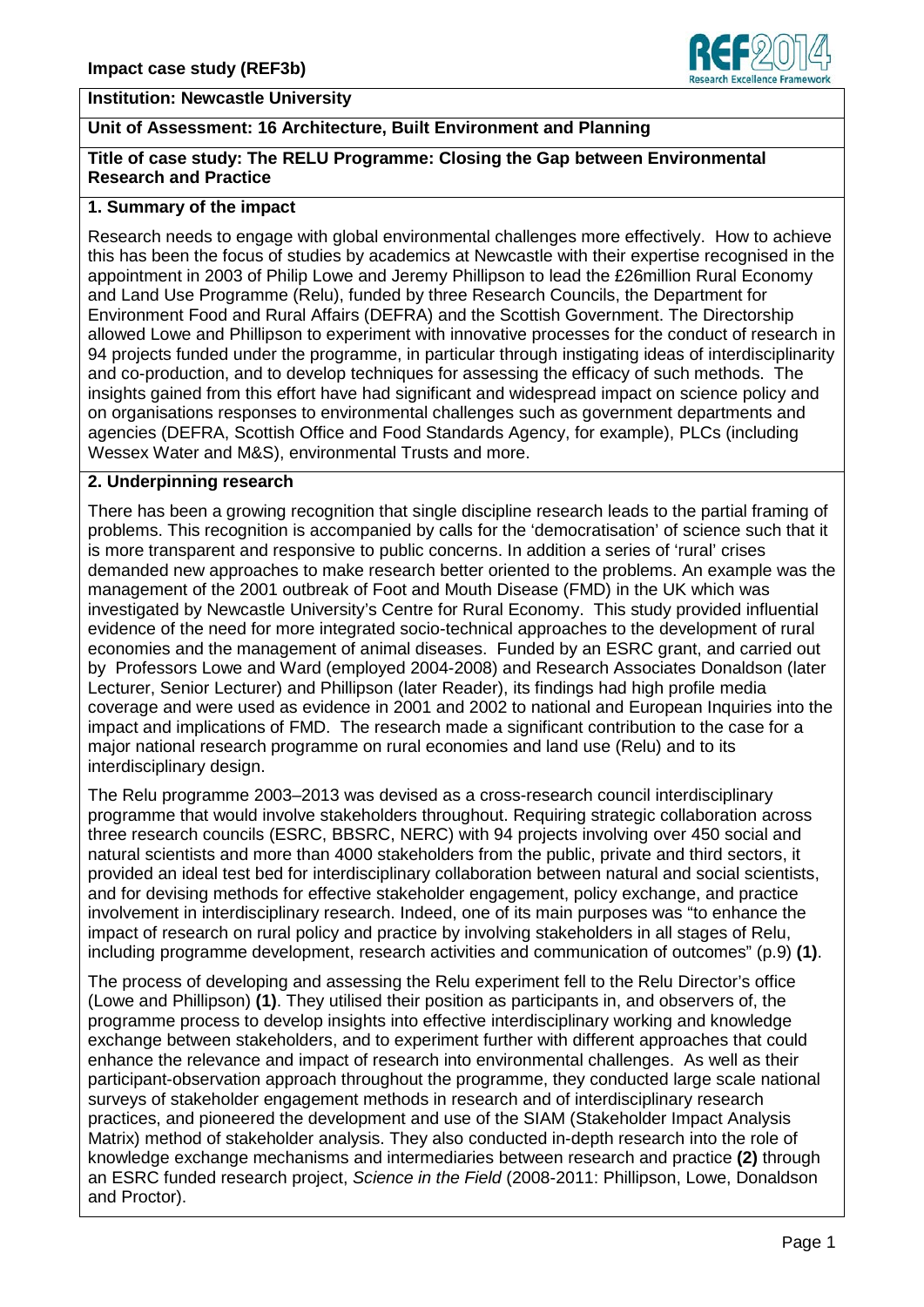**Impact case study (REF3b)**

**Institution: Newcastle University**

**Unit of Assessment: 16 Architecture, Built Environment and Planning**

**Title of case study: The RELU Programme: Closing the Gap between Environmental Research and Practice**

## 1. Summary of the impact

Research needs to engage with global environmental challenges more effectively. How to achieve this has been the focus of studies by academics at Newcastle with their expertise recognised in the appointment in 2003 of Philip Lowe and Jeremy Phillipson to lead the £26million Rural Economy and Land Use Programme (Relu), funded by three Research Councils, the Department for Environment Food and Rural Affairs (DEFRA) and the Scottish Government. The Directorship allowed Lowe and Phillipson to experiment with innovative processes for the conduct of research in 94 projects funded under the programme, in particular through instigating ideas of interdisciplinarity and co-production, and to develop techniques for assessing the efficacy of such methods. The insights gained from this effort have had significant and widespread impact on science policy and on organisations responses to environmental challenges such as government departments and agencies (DEFRA, Scottish Office and Food Standards Agency, for example), PLCs (including Wessex Water and M&S), environmental Trusts and more.

## 2. Underpinning research

There has been a growing recognition that single discipline research leads to the partial framing of problems. This recognition is accompanied by calls for the 'democratisation' of science such that it is more transparent and responsive to public concerns. In addition a series of 'rural' crises demanded new approaches to make research better oriented to the problems. An example was the management of the 2001 outbreak of Foot and Mouth Disease (FMD) in the UK which was investigated by Newcastle University's Centre for Rural Economy. This study provided influential evidence of the need for more integrated socio-technical approaches to the development of rural economies and the management of animal diseases. Funded by an ESRC grant, and carried out by Professors Lowe and Ward (employed 2004-2008) and Research Associates Donaldson (later Lecturer, Senior Lecturer) and Phillipson (later Reader), its findings had high profile media coverage and were used as evidence in 2001 and 2002 to national and European Inquiries into the impact and implications of FMD. The research made a significant contribution to the case for a major national research programme on rural economies and land use (Relu) and to its interdisciplinary design.

The Relu programme 2003–2013 was devised as a cross-research council interdisciplinary programme that would involve stakeholders throughout. Requiring strategic collaboration across three research councils (ESRC, BBSRC, NERC) with 94 projects involving over 450 social and natural scientists and more than 4000 stakeholders from the public, private and third sectors, it provided an ideal test bed for interdisciplinary collaboration between natural and social scientists, and for devising methods for effective stakeholder engagement, policy exchange, and practice involvement in interdisciplinary research. Indeed, one of its main purposes was "to enhance the impact of research on rural policy and practice by involving stakeholders in all stages of Relu, including programme development, research activities and communication of outcomes" (p.9) **(1)**.

The process of developing and assessing the Relu experiment fell to the Relu Director's office (Lowe and Phillipson) **(1)**. They utilised their position as participants in, and observers of, the programme process to develop insights into effective interdisciplinary working and knowledge exchange between stakeholders, and to experiment further with different approaches that could enhance the relevance and impact of research into environmental challenges. As well as their participant-observation approach throughout the programme, they conducted large scale national surveys of stakeholder engagement methods in research and of interdisciplinary research practices, and pioneered the development and use of the SIAM (Stakeholder Impact Analysis Matrix) method of stakeholder analysis. They also conducted in-depth research into the role of knowledge exchange mechanisms and intermediaries between research and practice **(2)** through an ESRC funded research project, *Science in the Field* (2008-2011: Phillipson, Lowe, Donaldson and Proctor).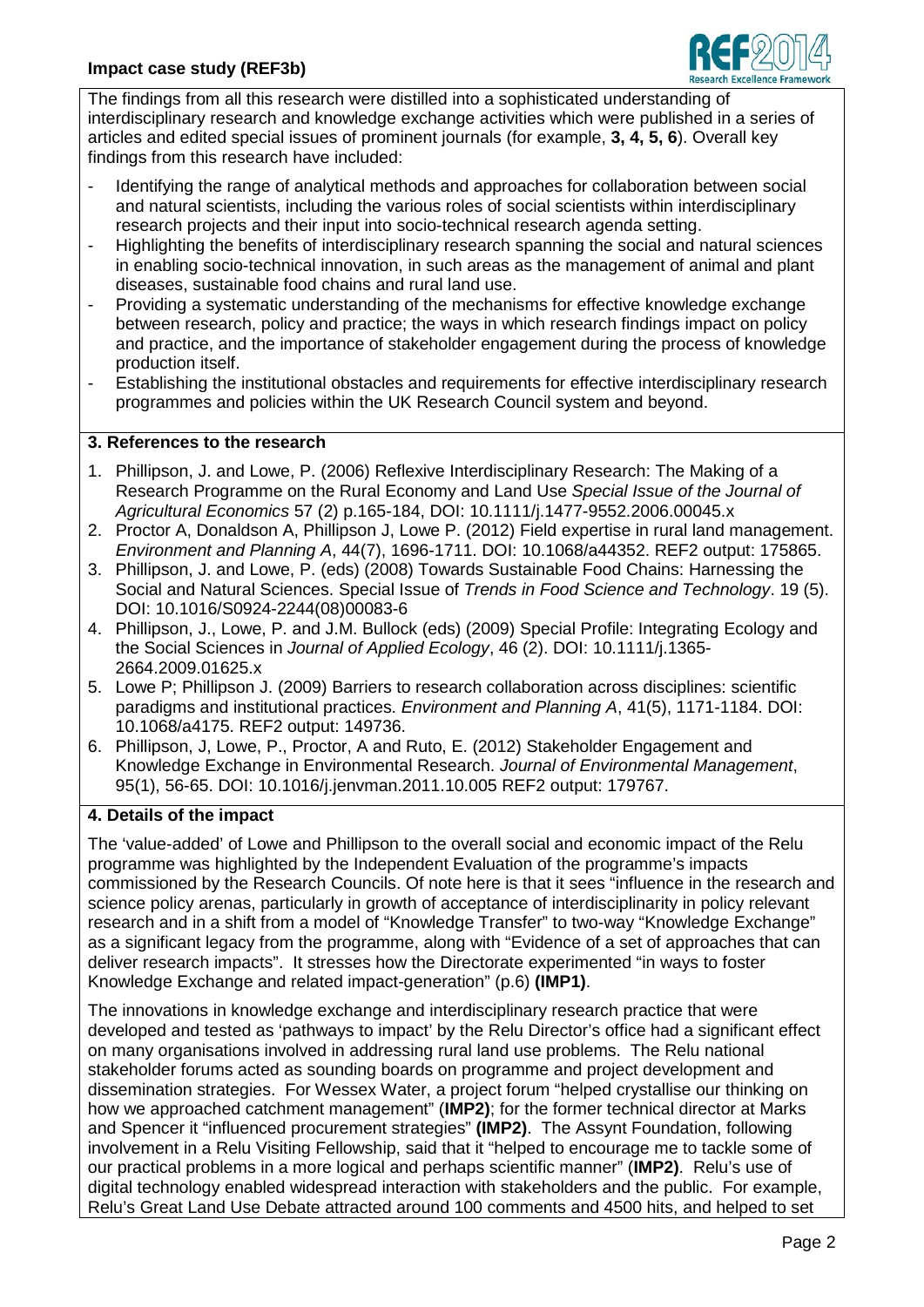The findings from all this research were distilled into a sophisticated understanding of interdisciplinary research and knowledge exchange activities which were published in a series of articles and edited special issues of prominent journals (for example, **3, 4, 5, 6**). Overall key findings from this research have included:

- Identifying the range of analytical methods and approaches for collaboration between social and natural scientists, including the various roles of social scientists within interdisciplinary research projects and their input into socio-technical research agenda setting.
- Highlighting the benefits of interdisciplinary research spanning the social and natural sciences in enabling socio-technical innovation, in such areas as the management of animal and plant diseases, sustainable food chains and rural land use.
- Providing a systematic understanding of the mechanisms for effective knowledge exchange between research, policy and practice; the ways in which research findings impact on policy and practice, and the importance of stakeholder engagement during the process of knowledge production itself.
- Establishing the institutional obstacles and requirements for effective interdisciplinary research programmes and policies within the UK Research Council system and beyond.

## 3. References to the research

1. Phillipson, J. and Lowe, P. (2006) Reflexive Interdisciplinary Research: The Making of a Research Programme on the Rural Economy and Land Use *Special Issue of the Journal of Agricultural Economics* 57 (2) p.165-184, DOI: 10.1111/j.1477-9552.2006.00045.x
2. Proctor A, Donaldson A, Phillipson J, Lowe P. (2012) Field expertise in rural land management. *Environment and Planning A*, 44(7), 1696-1711. DOI: 10.1068/a44352. REF2 output: 175865.
3. Phillipson, J. and Lowe, P. (eds) (2008) Towards Sustainable Food Chains: Harnessing the Social and Natural Sciences. Special Issue of *Trends in Food Science and Technology*. 19 (5). DOI: 10.1016/S0924-2244(08)00083-6
4. Phillipson, J., Lowe, P. and J.M. Bullock (eds) (2009) Special Profile: Integrating Ecology and the Social Sciences in *Journal of Applied Ecology*, 46 (2). DOI: 10.1111/j.1365-2664.2009.01625.x
5. Lowe P; Phillipson J. (2009) Barriers to research collaboration across disciplines: scientific paradigms and institutional practices. *Environment and Planning A*, 41(5), 1171-1184. DOI: 10.1068/a4175. REF2 output: 149736.
6. Phillipson, J, Lowe, P., Proctor, A and Ruto, E. (2012) Stakeholder Engagement and Knowledge Exchange in Environmental Research. *Journal of Environmental Management*, 95(1), 56-65. DOI: 10.1016/j.jenvman.2011.10.005 REF2 output: 179767.

## 4. Details of the impact

The 'value-added' of Lowe and Phillipson to the overall social and economic impact of the Relu programme was highlighted by the Independent Evaluation of the programme's impacts commissioned by the Research Councils. Of note here is that it sees "influence in the research and science policy arenas, particularly in growth of acceptance of interdisciplinarity in policy relevant research and in a shift from a model of "Knowledge Transfer" to two-way "Knowledge Exchange" as a significant legacy from the programme, along with "Evidence of a set of approaches that can deliver research impacts". It stresses how the Directorate experimented "in ways to foster Knowledge Exchange and related impact-generation" (p.6) **(IMP1)**.

The innovations in knowledge exchange and interdisciplinary research practice that were developed and tested as 'pathways to impact' by the Relu Director's office had a significant effect on many organisations involved in addressing rural land use problems. The Relu national stakeholder forums acted as sounding boards on programme and project development and dissemination strategies. For Wessex Water, a project forum "helped crystallise our thinking on how we approached catchment management" (**IMP2)**; for the former technical director at Marks and Spencer it "influenced procurement strategies" **(IMP2)**. The Assynt Foundation, following involvement in a Relu Visiting Fellowship, said that it "helped to encourage me to tackle some of our practical problems in a more logical and perhaps scientific manner" (**IMP2)**. Relu's use of digital technology enabled widespread interaction with stakeholders and the public. For example, Relu's Great Land Use Debate attracted around 100 comments and 4500 hits, and helped to set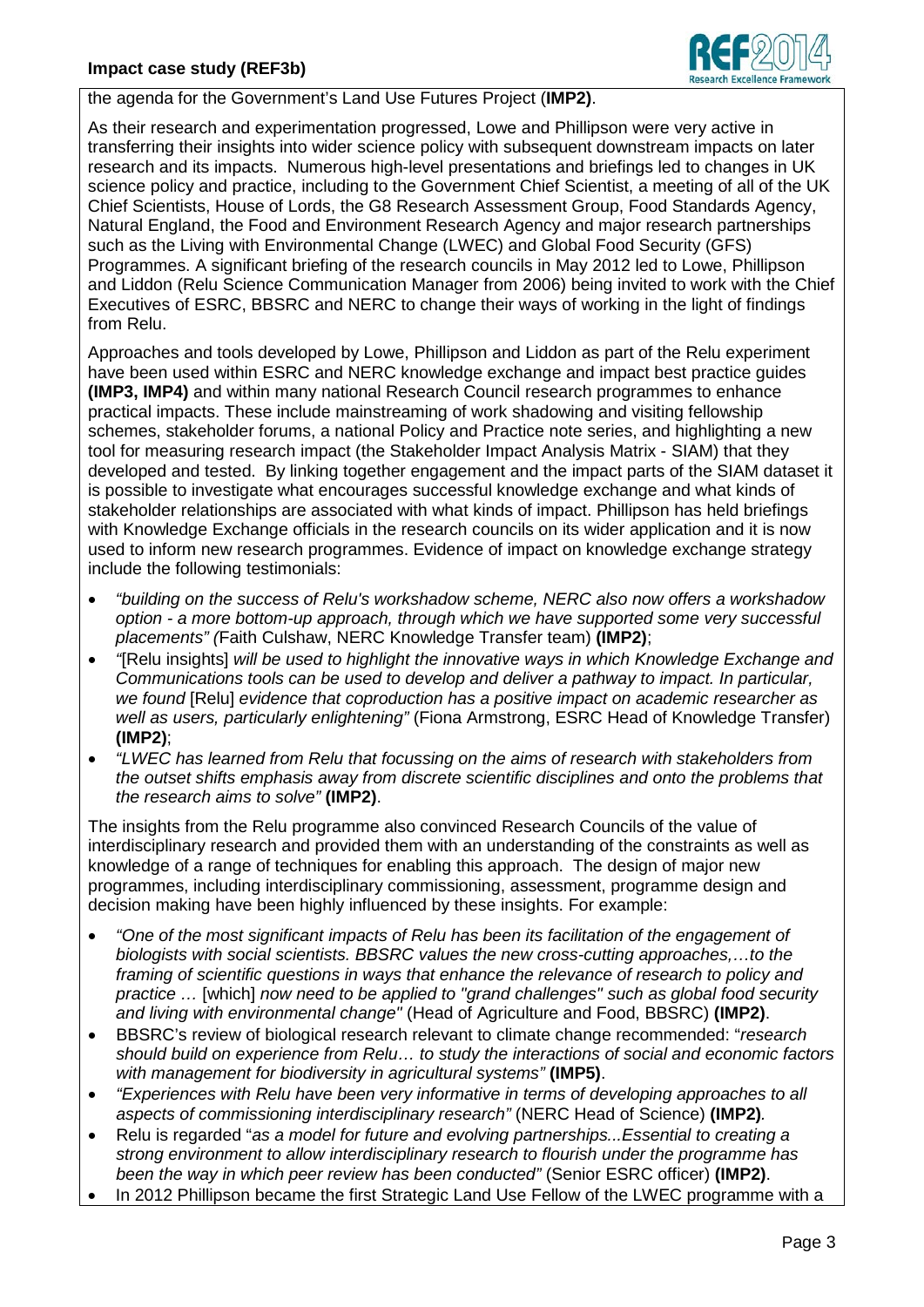the agenda for the Government's Land Use Futures Project (**IMP2)**.

As their research and experimentation progressed, Lowe and Phillipson were very active in transferring their insights into wider science policy with subsequent downstream impacts on later research and its impacts. Numerous high-level presentations and briefings led to changes in UK science policy and practice, including to the Government Chief Scientist, a meeting of all of the UK Chief Scientists, House of Lords, the G8 Research Assessment Group, Food Standards Agency, Natural England, the Food and Environment Research Agency and major research partnerships such as the Living with Environmental Change (LWEC) and Global Food Security (GFS) Programmes. A significant briefing of the research councils in May 2012 led to Lowe, Phillipson and Liddon (Relu Science Communication Manager from 2006) being invited to work with the Chief Executives of ESRC, BBSRC and NERC to change their ways of working in the light of findings from Relu.

Approaches and tools developed by Lowe, Phillipson and Liddon as part of the Relu experiment have been used within ESRC and NERC knowledge exchange and impact best practice guides **(IMP3, IMP4)** and within many national Research Council research programmes to enhance practical impacts. These include mainstreaming of work shadowing and visiting fellowship schemes, stakeholder forums, a national Policy and Practice note series, and highlighting a new tool for measuring research impact (the Stakeholder Impact Analysis Matrix - SIAM) that they developed and tested. By linking together engagement and the impact parts of the SIAM dataset it is possible to investigate what encourages successful knowledge exchange and what kinds of stakeholder relationships are associated with what kinds of impact. Phillipson has held briefings with Knowledge Exchange officials in the research councils on its wider application and it is now used to inform new research programmes. Evidence of impact on knowledge exchange strategy include the following testimonials:

- *"building on the success of Relu's workshadow scheme, NERC also now offers a workshadow option - a more bottom-up approach, through which we have supported some very successful placements" (*Faith Culshaw, NERC Knowledge Transfer team) **(IMP2)**;
- *"*[Relu insights] *will be used to highlight the innovative ways in which Knowledge Exchange and Communications tools can be used to develop and deliver a pathway to impact. In particular, we found* [Relu] *evidence that coproduction has a positive impact on academic researcher as well as users, particularly enlightening"* (Fiona Armstrong, ESRC Head of Knowledge Transfer) **(IMP2)**;
- *"LWEC has learned from Relu that focussing on the aims of research with stakeholders from the outset shifts emphasis away from discrete scientific disciplines and onto the problems that the research aims to solve"* **(IMP2)**.

The insights from the Relu programme also convinced Research Councils of the value of interdisciplinary research and provided them with an understanding of the constraints as well as knowledge of a range of techniques for enabling this approach. The design of major new programmes, including interdisciplinary commissioning, assessment, programme design and decision making have been highly influenced by these insights. For example:

- *"One of the most significant impacts of Relu has been its facilitation of the engagement of biologists with social scientists. BBSRC values the new cross-cutting approaches,…to the framing of scientific questions in ways that enhance the relevance of research to policy and practice …* [which] *now need to be applied to "grand challenges" such as global food security and living with environmental change"* (Head of Agriculture and Food, BBSRC) **(IMP2)**.
- BBSRC's review of biological research relevant to climate change recommended: "*research should build on experience from Relu… to study the interactions of social and economic factors with management for biodiversity in agricultural systems"* **(IMP5)**.
- *"Experiences with Relu have been very informative in terms of developing approaches to all aspects of commissioning interdisciplinary research"* (NERC Head of Science) **(IMP2)**.
- Relu is regarded "*as a model for future and evolving partnerships...Essential to creating a strong environment to allow interdisciplinary research to flourish under the programme has been the way in which peer review has been conducted"* (Senior ESRC officer) **(IMP2)**.
- In 2012 Phillipson became the first Strategic Land Use Fellow of the LWEC programme with a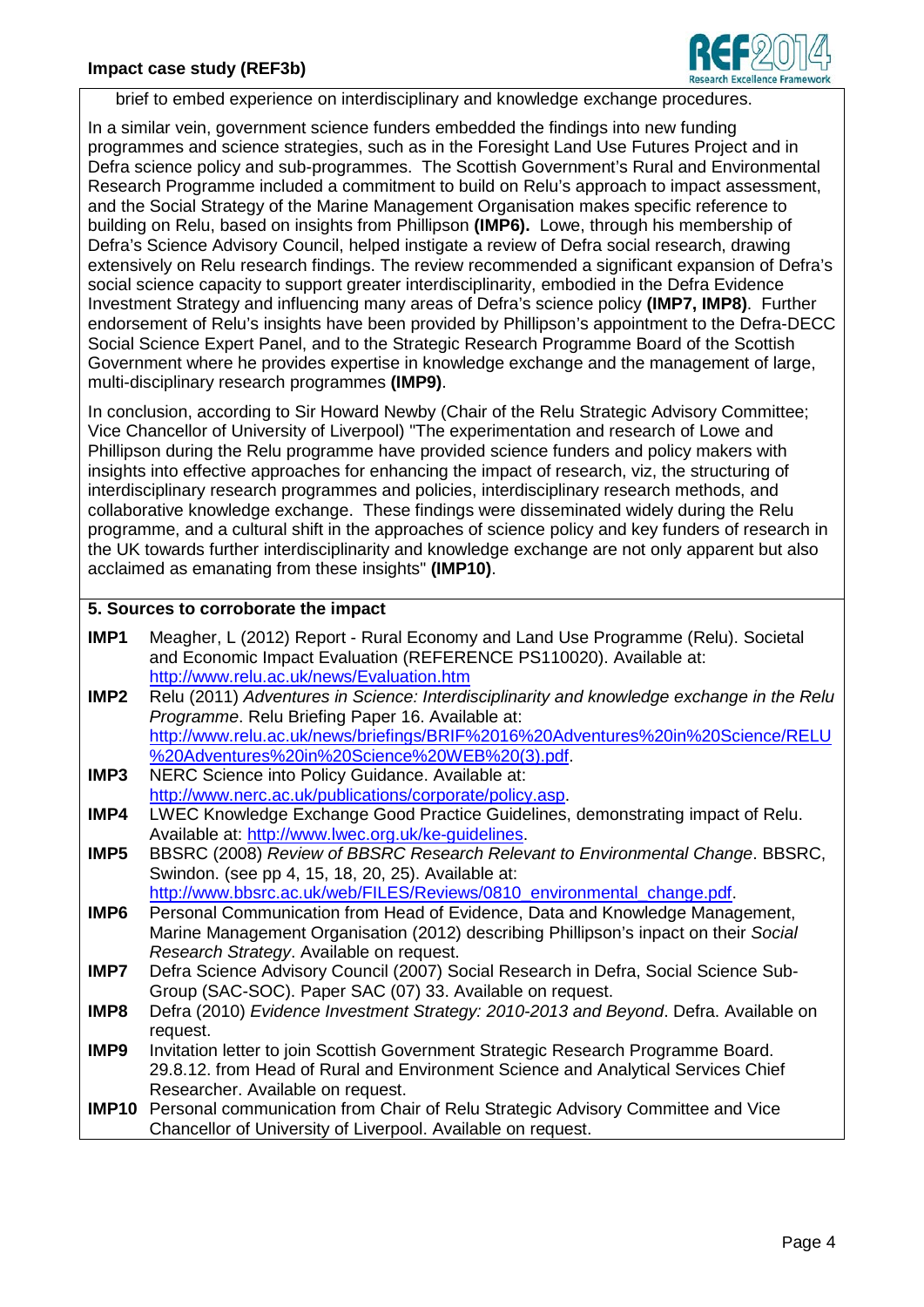brief to embed experience on interdisciplinary and knowledge exchange procedures.

In a similar vein, government science funders embedded the findings into new funding programmes and science strategies, such as in the Foresight Land Use Futures Project and in Defra science policy and sub-programmes. The Scottish Government's Rural and Environmental Research Programme included a commitment to build on Relu's approach to impact assessment, and the Social Strategy of the Marine Management Organisation makes specific reference to building on Relu, based on insights from Phillipson **(IMP6).** Lowe, through his membership of Defra's Science Advisory Council, helped instigate a review of Defra social research, drawing extensively on Relu research findings. The review recommended a significant expansion of Defra's social science capacity to support greater interdisciplinarity, embodied in the Defra Evidence Investment Strategy and influencing many areas of Defra's science policy **(IMP7, IMP8)**. Further endorsement of Relu's insights have been provided by Phillipson's appointment to the Defra-DECC Social Science Expert Panel, and to the Strategic Research Programme Board of the Scottish Government where he provides expertise in knowledge exchange and the management of large, multi-disciplinary research programmes **(IMP9)**.

In conclusion, according to Sir Howard Newby (Chair of the Relu Strategic Advisory Committee; Vice Chancellor of University of Liverpool) "The experimentation and research of Lowe and Phillipson during the Relu programme have provided science funders and policy makers with insights into effective approaches for enhancing the impact of research, viz, the structuring of interdisciplinary research programmes and policies, interdisciplinary research methods, and collaborative knowledge exchange. These findings were disseminated widely during the Relu programme, and a cultural shift in the approaches of science policy and key funders of research in the UK towards further interdisciplinarity and knowledge exchange are not only apparent but also acclaimed as emanating from these insights" **(IMP10)**.

## 5. Sources to corroborate the impact

- **IMP1** Meagher, L (2012) Report - Rural Economy and Land Use Programme (Relu). Societal and Economic Impact Evaluation (REFERENCE PS110020). Available at: http://www.relu.ac.uk/news/Evaluation.htm
- **IMP2** Relu (2011) *Adventures in Science: Interdisciplinarity and knowledge exchange in the Relu Programme*. Relu Briefing Paper 16. Available at: http://www.relu.ac.uk/news/briefings/BRIF%2016%20Adventures%20in%20Science/RELU%20Adventures%20in%20Science%20WEB%20(3).pdf.
- **IMP3** NERC Science into Policy Guidance. Available at: http://www.nerc.ac.uk/publications/corporate/policy.asp.
- **IMP4** LWEC Knowledge Exchange Good Practice Guidelines, demonstrating impact of Relu. Available at: http://www.lwec.org.uk/ke-guidelines.
- **IMP5** BBSRC (2008) *Review of BBSRC Research Relevant to Environmental Change*. BBSRC, Swindon. (see pp 4, 15, 18, 20, 25). Available at: http://www.bbsrc.ac.uk/web/FILES/Reviews/0810_environmental_change.pdf.
- **IMP6** Personal Communication from Head of Evidence, Data and Knowledge Management, Marine Management Organisation (2012) describing Phillipson's inpact on their *Social Research Strategy*. Available on request.
- **IMP7** Defra Science Advisory Council (2007) Social Research in Defra, Social Science Sub-Group (SAC-SOC). Paper SAC (07) 33. Available on request.
- **IMP8** Defra (2010) *Evidence Investment Strategy: 2010-2013 and Beyond*. Defra. Available on request.
- **IMP9** Invitation letter to join Scottish Government Strategic Research Programme Board. 29.8.12. from Head of Rural and Environment Science and Analytical Services Chief Researcher. Available on request.
- **IMP10** Personal communication from Chair of Relu Strategic Advisory Committee and Vice Chancellor of University of Liverpool. Available on request.